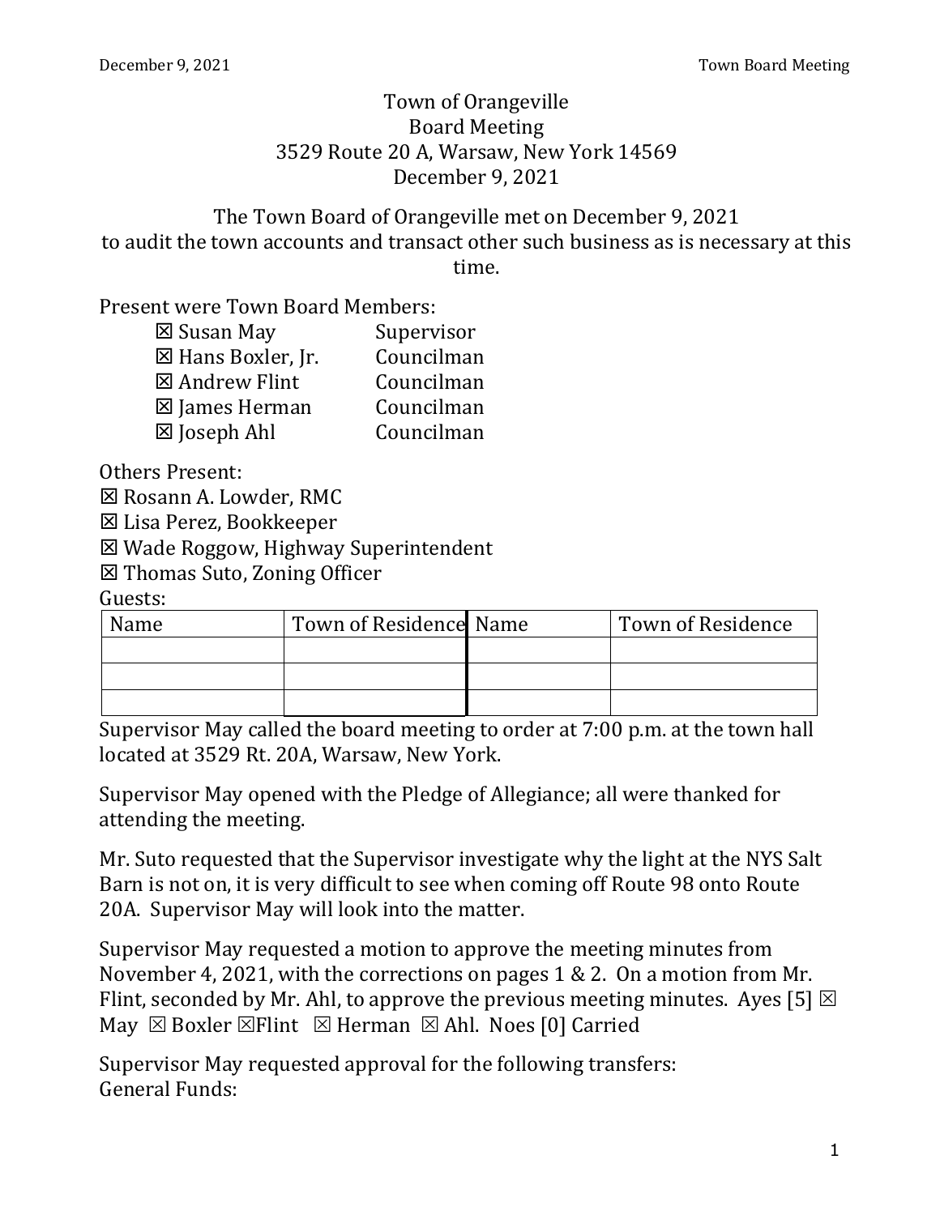# Town of Orangeville
## Board Meeting
3529 Route 20 A, Warsaw, New York 14569
December 9, 2021

The Town Board of Orangeville met on December 9, 2021 to audit the town accounts and transact other such business as is necessary at this time.

Present were Town Board Members:

| | |
|---|---|
| ☒ Susan May | Supervisor |
| ☒ Hans Boxler, Jr. | Councilman |
| ☒ Andrew Flint | Councilman |
| ☒ James Herman | Councilman |
| ☒ Joseph Ahl | Councilman |

Others Present:

☒ Rosann A. Lowder, RMC
☒ Lisa Perez, Bookkeeper
☒ Wade Roggow, Highway Superintendent
☒ Thomas Suto, Zoning Officer

Guests:

| Name | Town of Residence | Name | Town of Residence |
|---|---|---|---|
| | | | |
| | | | |
| | | | |

Supervisor May called the board meeting to order at 7:00 p.m. at the town hall located at 3529 Rt. 20A, Warsaw, New York.

Supervisor May opened with the Pledge of Allegiance; all were thanked for attending the meeting.

Mr. Suto requested that the Supervisor investigate why the light at the NYS Salt Barn is not on, it is very difficult to see when coming off Route 98 onto Route 20A. Supervisor May will look into the matter.

Supervisor May requested a motion to approve the meeting minutes from November 4, 2021, with the corrections on pages 1 & 2. On a motion from Mr. Flint, seconded by Mr. Ahl, to approve the previous meeting minutes. Ayes [5] ☒ May ☒ Boxler ☒Flint ☒ Herman ☒ Ahl. Noes [0] Carried

Supervisor May requested approval for the following transfers:
General Funds: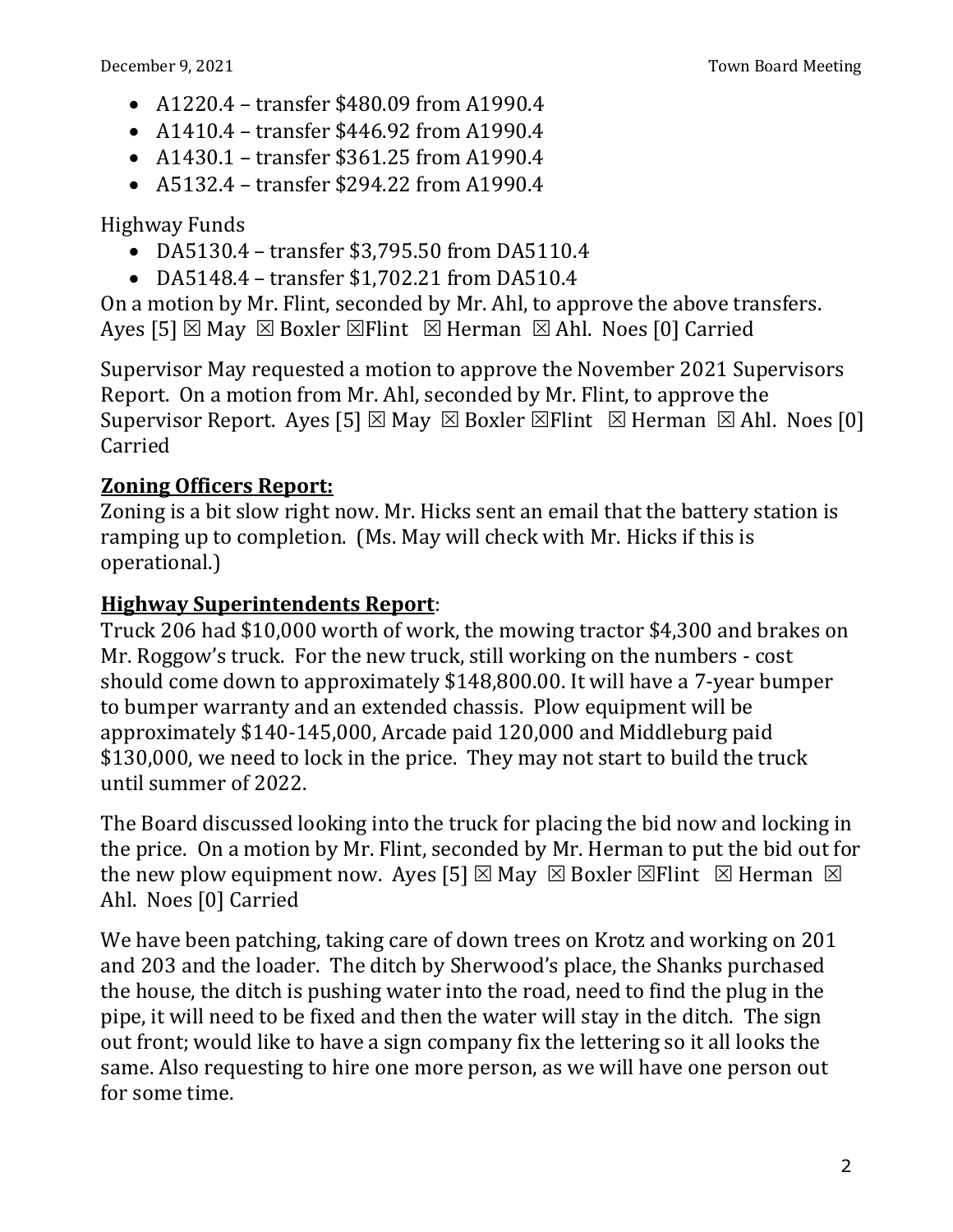- A1220.4 – transfer $480.09 from A1990.4
- A1410.4 – transfer $446.92 from A1990.4
- A1430.1 – transfer $361.25 from A1990.4
- A5132.4 – transfer $294.22 from A1990.4

Highway Funds

- DA5130.4 – transfer $3,795.50 from DA5110.4
- DA5148.4 – transfer $1,702.21 from DA510.4

On a motion by Mr. Flint, seconded by Mr. Ahl, to approve the above transfers. Ayes [5] ☒ May ☒ Boxler ☒Flint ☒ Herman ☒ Ahl. Noes [0] Carried

Supervisor May requested a motion to approve the November 2021 Supervisors Report. On a motion from Mr. Ahl, seconded by Mr. Flint, to approve the Supervisor Report. Ayes [5] ☒ May ☒ Boxler ☒Flint ☒ Herman ☒ Ahl. Noes [0] Carried

**Zoning Officers Report:**

Zoning is a bit slow right now. Mr. Hicks sent an email that the battery station is ramping up to completion. (Ms. May will check with Mr. Hicks if this is operational.)

**Highway Superintendents Report**:

Truck 206 had $10,000 worth of work, the mowing tractor $4,300 and brakes on Mr. Roggow's truck. For the new truck, still working on the numbers - cost should come down to approximately $148,800.00. It will have a 7-year bumper to bumper warranty and an extended chassis. Plow equipment will be approximately $140-145,000, Arcade paid 120,000 and Middleburg paid $130,000, we need to lock in the price. They may not start to build the truck until summer of 2022.

The Board discussed looking into the truck for placing the bid now and locking in the price. On a motion by Mr. Flint, seconded by Mr. Herman to put the bid out for the new plow equipment now. Ayes [5] ☒ May ☒ Boxler ☒Flint ☒ Herman ☒ Ahl. Noes [0] Carried

We have been patching, taking care of down trees on Krotz and working on 201 and 203 and the loader. The ditch by Sherwood's place, the Shanks purchased the house, the ditch is pushing water into the road, need to find the plug in the pipe, it will need to be fixed and then the water will stay in the ditch. The sign out front; would like to have a sign company fix the lettering so it all looks the same. Also requesting to hire one more person, as we will have one person out for some time.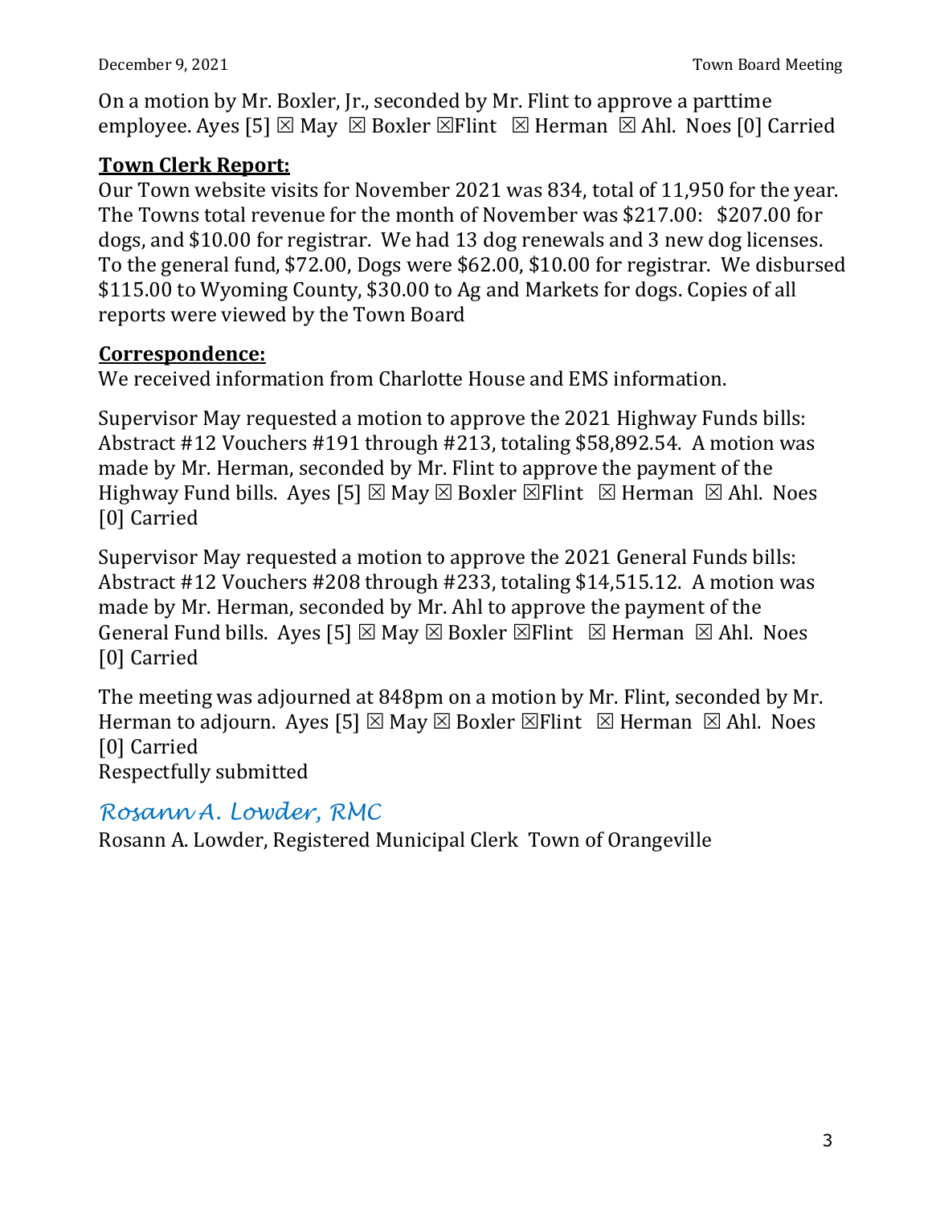On a motion by Mr. Boxler, Jr., seconded by Mr. Flint to approve a parttime employee. Ayes [5] ☒ May ☒ Boxler ☒Flint ☒ Herman ☒ Ahl. Noes [0] Carried

**Town Clerk Report:**

Our Town website visits for November 2021 was 834, total of 11,950 for the year. The Towns total revenue for the month of November was $217.00: $207.00 for dogs, and $10.00 for registrar. We had 13 dog renewals and 3 new dog licenses. To the general fund, $72.00, Dogs were $62.00, $10.00 for registrar. We disbursed $115.00 to Wyoming County, $30.00 to Ag and Markets for dogs. Copies of all reports were viewed by the Town Board

**Correspondence:**

We received information from Charlotte House and EMS information.

Supervisor May requested a motion to approve the 2021 Highway Funds bills: Abstract #12 Vouchers #191 through #213, totaling $58,892.54. A motion was made by Mr. Herman, seconded by Mr. Flint to approve the payment of the Highway Fund bills. Ayes [5] ☒ May ☒ Boxler ☒Flint ☒ Herman ☒ Ahl. Noes [0] Carried

Supervisor May requested a motion to approve the 2021 General Funds bills: Abstract #12 Vouchers #208 through #233, totaling $14,515.12. A motion was made by Mr. Herman, seconded by Mr. Ahl to approve the payment of the General Fund bills. Ayes [5] ☒ May ☒ Boxler ☒Flint ☒ Herman ☒ Ahl. Noes [0] Carried

The meeting was adjourned at 848pm on a motion by Mr. Flint, seconded by Mr. Herman to adjourn. Ayes [5] ☒ May ☒ Boxler ☒Flint ☒ Herman ☒ Ahl. Noes [0] Carried

Respectfully submitted

*Rosann A. Lowder, RMC*

Rosann A. Lowder, Registered Municipal Clerk Town of Orangeville